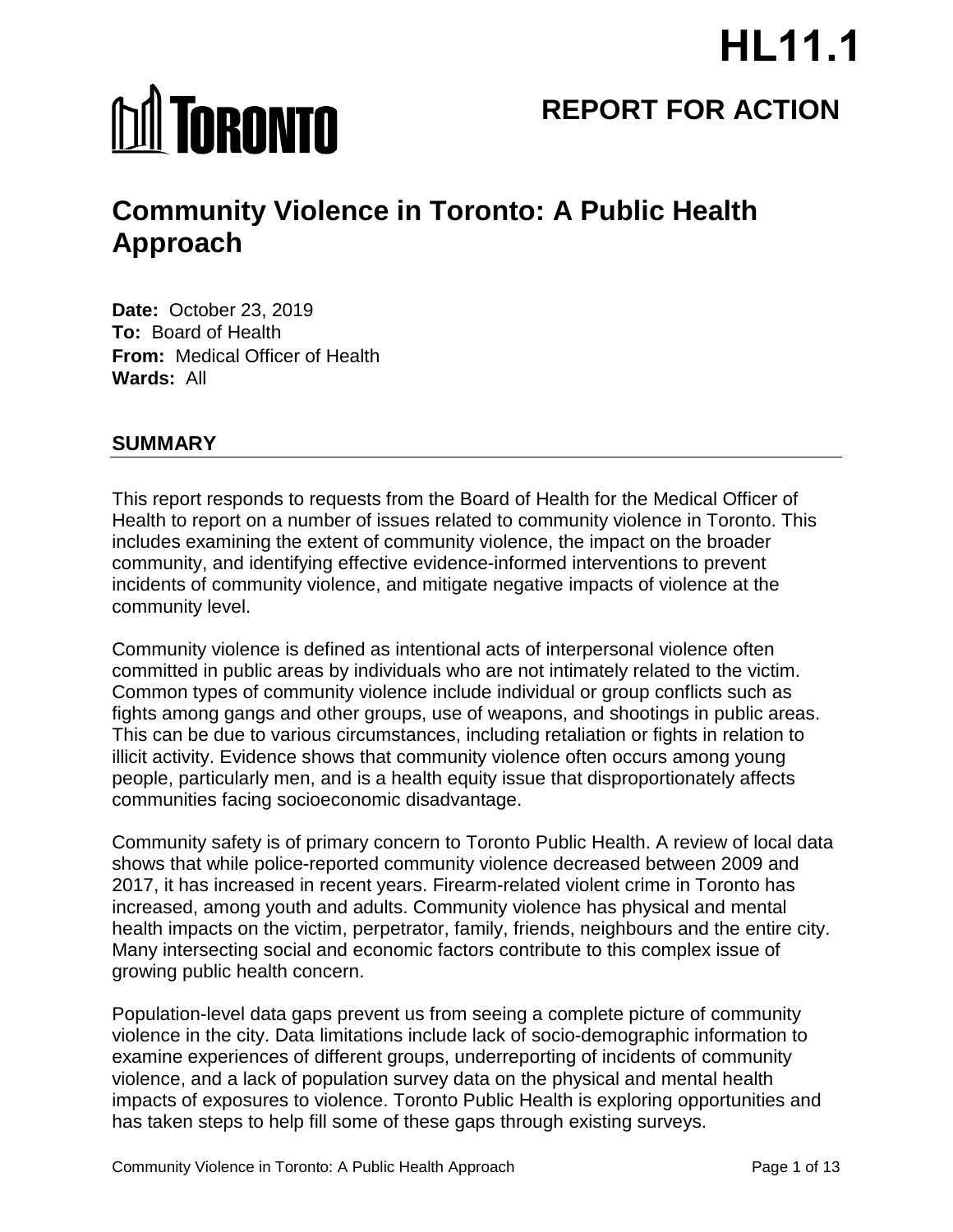HL11.1

TORONTO

# REPORT FOR ACTION

# Community Violence in Toronto: A Public Health Approach

**Date:** October 23, 2019
**To:** Board of Health
**From:** Medical Officer of Health
**Wards:** All

## SUMMARY

This report responds to requests from the Board of Health for the Medical Officer of Health to report on a number of issues related to community violence in Toronto. This includes examining the extent of community violence, the impact on the broader community, and identifying effective evidence-informed interventions to prevent incidents of community violence, and mitigate negative impacts of violence at the community level.

Community violence is defined as intentional acts of interpersonal violence often committed in public areas by individuals who are not intimately related to the victim. Common types of community violence include individual or group conflicts such as fights among gangs and other groups, use of weapons, and shootings in public areas. This can be due to various circumstances, including retaliation or fights in relation to illicit activity. Evidence shows that community violence often occurs among young people, particularly men, and is a health equity issue that disproportionately affects communities facing socioeconomic disadvantage.

Community safety is of primary concern to Toronto Public Health. A review of local data shows that while police-reported community violence decreased between 2009 and 2017, it has increased in recent years. Firearm-related violent crime in Toronto has increased, among youth and adults. Community violence has physical and mental health impacts on the victim, perpetrator, family, friends, neighbours and the entire city. Many intersecting social and economic factors contribute to this complex issue of growing public health concern.

Population-level data gaps prevent us from seeing a complete picture of community violence in the city. Data limitations include lack of socio-demographic information to examine experiences of different groups, underreporting of incidents of community violence, and a lack of population survey data on the physical and mental health impacts of exposures to violence. Toronto Public Health is exploring opportunities and has taken steps to help fill some of these gaps through existing surveys.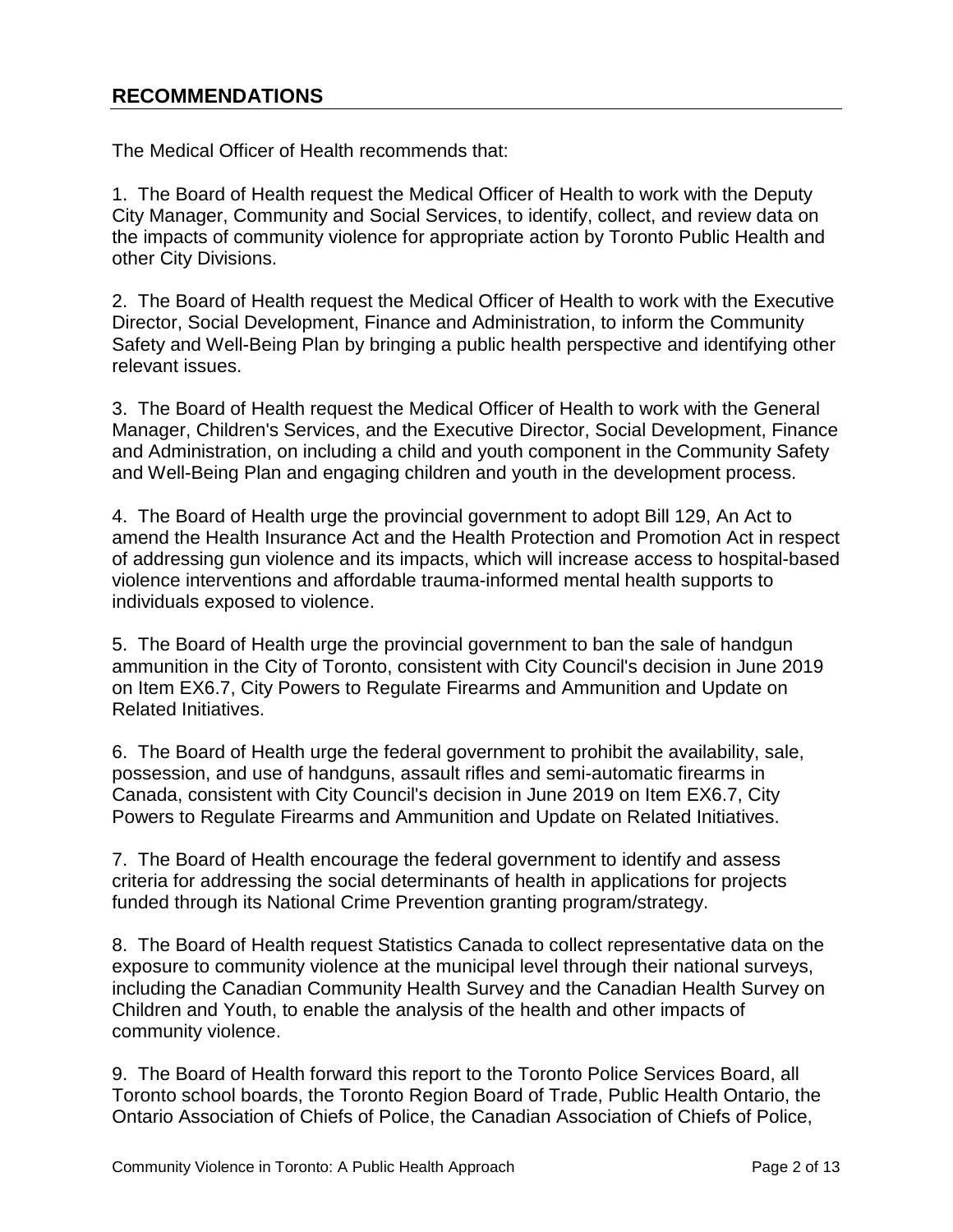## RECOMMENDATIONS

The Medical Officer of Health recommends that:

1. The Board of Health request the Medical Officer of Health to work with the Deputy City Manager, Community and Social Services, to identify, collect, and review data on the impacts of community violence for appropriate action by Toronto Public Health and other City Divisions.

2. The Board of Health request the Medical Officer of Health to work with the Executive Director, Social Development, Finance and Administration, to inform the Community Safety and Well-Being Plan by bringing a public health perspective and identifying other relevant issues.

3. The Board of Health request the Medical Officer of Health to work with the General Manager, Children's Services, and the Executive Director, Social Development, Finance and Administration, on including a child and youth component in the Community Safety and Well-Being Plan and engaging children and youth in the development process.

4. The Board of Health urge the provincial government to adopt Bill 129, An Act to amend the Health Insurance Act and the Health Protection and Promotion Act in respect of addressing gun violence and its impacts, which will increase access to hospital-based violence interventions and affordable trauma-informed mental health supports to individuals exposed to violence.

5. The Board of Health urge the provincial government to ban the sale of handgun ammunition in the City of Toronto, consistent with City Council's decision in June 2019 on Item EX6.7, City Powers to Regulate Firearms and Ammunition and Update on Related Initiatives.

6. The Board of Health urge the federal government to prohibit the availability, sale, possession, and use of handguns, assault rifles and semi-automatic firearms in Canada, consistent with City Council's decision in June 2019 on Item EX6.7, City Powers to Regulate Firearms and Ammunition and Update on Related Initiatives.

7. The Board of Health encourage the federal government to identify and assess criteria for addressing the social determinants of health in applications for projects funded through its National Crime Prevention granting program/strategy.

8. The Board of Health request Statistics Canada to collect representative data on the exposure to community violence at the municipal level through their national surveys, including the Canadian Community Health Survey and the Canadian Health Survey on Children and Youth, to enable the analysis of the health and other impacts of community violence.

9. The Board of Health forward this report to the Toronto Police Services Board, all Toronto school boards, the Toronto Region Board of Trade, Public Health Ontario, the Ontario Association of Chiefs of Police, the Canadian Association of Chiefs of Police,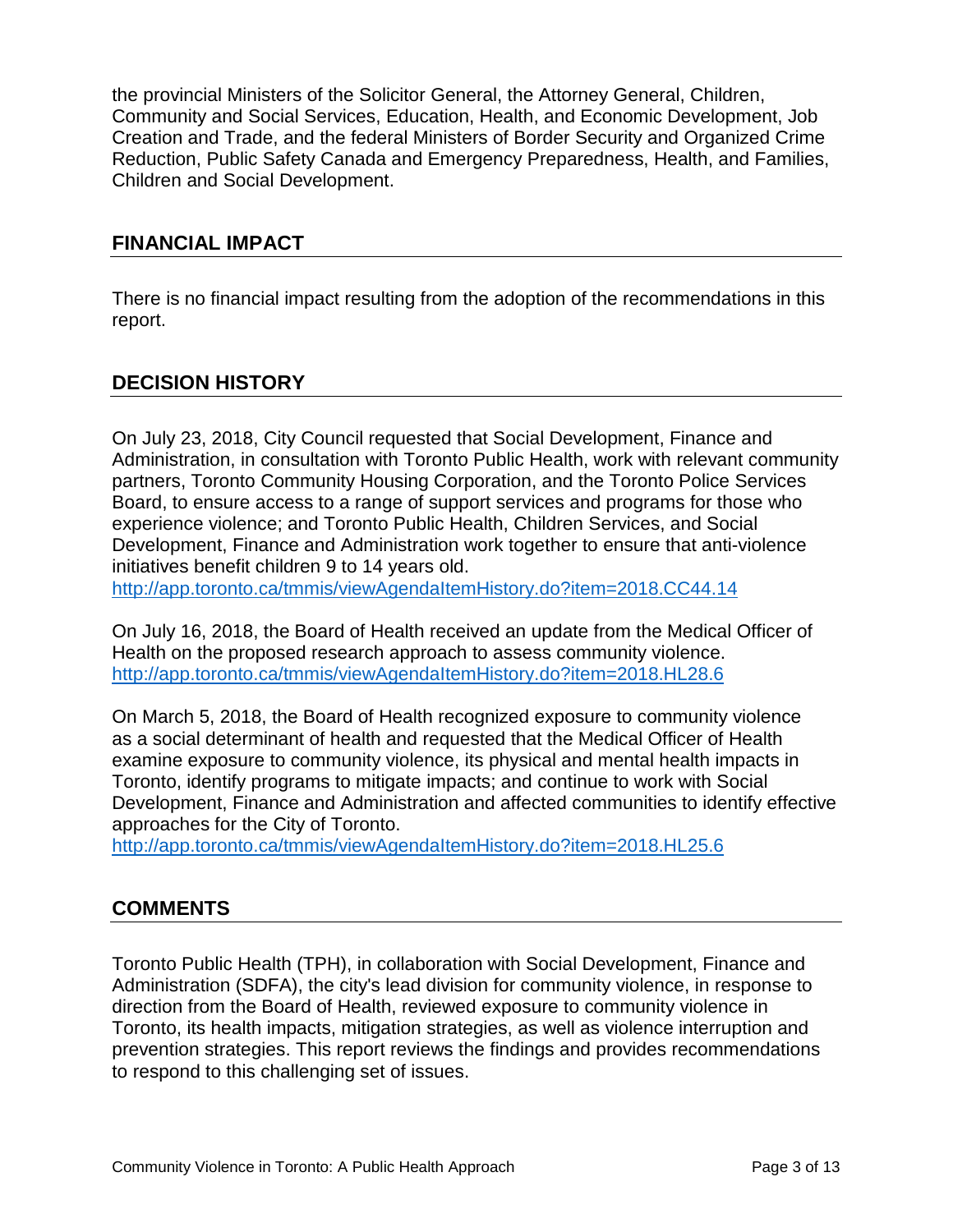the provincial Ministers of the Solicitor General, the Attorney General, Children, Community and Social Services, Education, Health, and Economic Development, Job Creation and Trade, and the federal Ministers of Border Security and Organized Crime Reduction, Public Safety Canada and Emergency Preparedness, Health, and Families, Children and Social Development.

## FINANCIAL IMPACT

There is no financial impact resulting from the adoption of the recommendations in this report.

## DECISION HISTORY

On July 23, 2018, City Council requested that Social Development, Finance and Administration, in consultation with Toronto Public Health, work with relevant community partners, Toronto Community Housing Corporation, and the Toronto Police Services Board, to ensure access to a range of support services and programs for those who experience violence; and Toronto Public Health, Children Services, and Social Development, Finance and Administration work together to ensure that anti-violence initiatives benefit children 9 to 14 years old.
http://app.toronto.ca/tmmis/viewAgendaItemHistory.do?item=2018.CC44.14

On July 16, 2018, the Board of Health received an update from the Medical Officer of Health on the proposed research approach to assess community violence.
http://app.toronto.ca/tmmis/viewAgendaItemHistory.do?item=2018.HL28.6

On March 5, 2018, the Board of Health recognized exposure to community violence as a social determinant of health and requested that the Medical Officer of Health examine exposure to community violence, its physical and mental health impacts in Toronto, identify programs to mitigate impacts; and continue to work with Social Development, Finance and Administration and affected communities to identify effective approaches for the City of Toronto.
http://app.toronto.ca/tmmis/viewAgendaItemHistory.do?item=2018.HL25.6

## COMMENTS

Toronto Public Health (TPH), in collaboration with Social Development, Finance and Administration (SDFA), the city's lead division for community violence, in response to direction from the Board of Health, reviewed exposure to community violence in Toronto, its health impacts, mitigation strategies, as well as violence interruption and prevention strategies. This report reviews the findings and provides recommendations to respond to this challenging set of issues.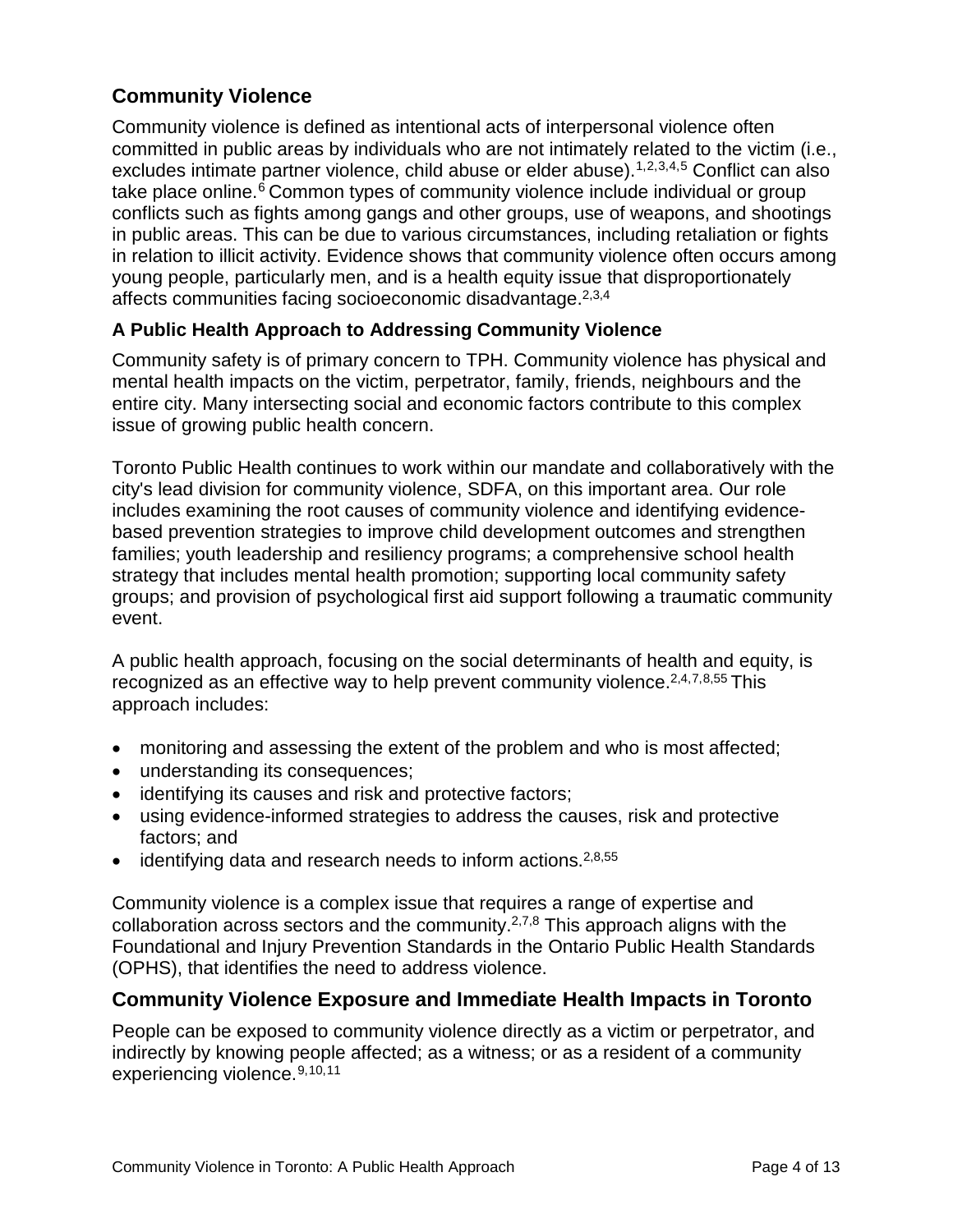## Community Violence

Community violence is defined as intentional acts of interpersonal violence often committed in public areas by individuals who are not intimately related to the victim (i.e., excludes intimate partner violence, child abuse or elder abuse).[1,2,3,4,5] Conflict can also take place online.[6] Common types of community violence include individual or group conflicts such as fights among gangs and other groups, use of weapons, and shootings in public areas. This can be due to various circumstances, including retaliation or fights in relation to illicit activity. Evidence shows that community violence often occurs among young people, particularly men, and is a health equity issue that disproportionately affects communities facing socioeconomic disadvantage.[2,3,4]

### A Public Health Approach to Addressing Community Violence

Community safety is of primary concern to TPH. Community violence has physical and mental health impacts on the victim, perpetrator, family, friends, neighbours and the entire city. Many intersecting social and economic factors contribute to this complex issue of growing public health concern.

Toronto Public Health continues to work within our mandate and collaboratively with the city's lead division for community violence, SDFA, on this important area. Our role includes examining the root causes of community violence and identifying evidence-based prevention strategies to improve child development outcomes and strengthen families; youth leadership and resiliency programs; a comprehensive school health strategy that includes mental health promotion; supporting local community safety groups; and provision of psychological first aid support following a traumatic community event.

A public health approach, focusing on the social determinants of health and equity, is recognized as an effective way to help prevent community violence.[2,4,7,8,55] This approach includes:

- monitoring and assessing the extent of the problem and who is most affected;
- understanding its consequences;
- identifying its causes and risk and protective factors;
- using evidence-informed strategies to address the causes, risk and protective factors; and
- identifying data and research needs to inform actions.[2,8,55]

Community violence is a complex issue that requires a range of expertise and collaboration across sectors and the community.[2,7,8] This approach aligns with the Foundational and Injury Prevention Standards in the Ontario Public Health Standards (OPHS), that identifies the need to address violence.

## Community Violence Exposure and Immediate Health Impacts in Toronto

People can be exposed to community violence directly as a victim or perpetrator, and indirectly by knowing people affected; as a witness; or as a resident of a community experiencing violence.[9,10,11]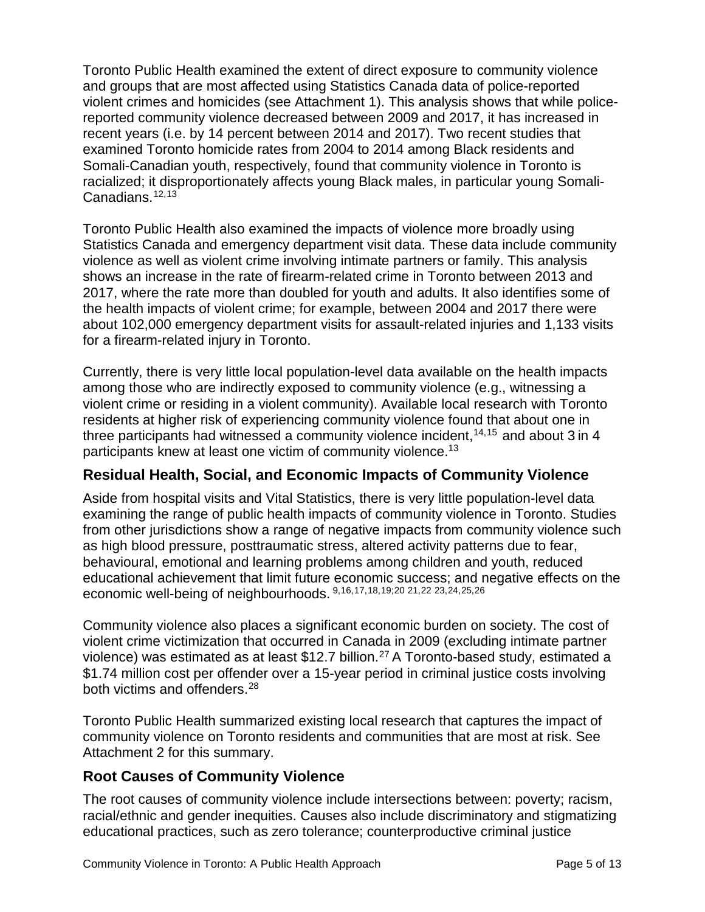Toronto Public Health examined the extent of direct exposure to community violence and groups that are most affected using Statistics Canada data of police-reported violent crimes and homicides (see Attachment 1). This analysis shows that while police-reported community violence decreased between 2009 and 2017, it has increased in recent years (i.e. by 14 percent between 2014 and 2017). Two recent studies that examined Toronto homicide rates from 2004 to 2014 among Black residents and Somali-Canadian youth, respectively, found that community violence in Toronto is racialized; it disproportionately affects young Black males, in particular young Somali-Canadians.[12,13]

Toronto Public Health also examined the impacts of violence more broadly using Statistics Canada and emergency department visit data. These data include community violence as well as violent crime involving intimate partners or family. This analysis shows an increase in the rate of firearm-related crime in Toronto between 2013 and 2017, where the rate more than doubled for youth and adults. It also identifies some of the health impacts of violent crime; for example, between 2004 and 2017 there were about 102,000 emergency department visits for assault-related injuries and 1,133 visits for a firearm-related injury in Toronto.

Currently, there is very little local population-level data available on the health impacts among those who are indirectly exposed to community violence (e.g., witnessing a violent crime or residing in a violent community). Available local research with Toronto residents at higher risk of experiencing community violence found that about one in three participants had witnessed a community violence incident,[14,15] and about 3 in 4 participants knew at least one victim of community violence.[13]

## Residual Health, Social, and Economic Impacts of Community Violence

Aside from hospital visits and Vital Statistics, there is very little population-level data examining the range of public health impacts of community violence in Toronto. Studies from other jurisdictions show a range of negative impacts from community violence such as high blood pressure, posttraumatic stress, altered activity patterns due to fear, behavioural, emotional and learning problems among children and youth, reduced educational achievement that limit future economic success; and negative effects on the economic well-being of neighbourhoods. [9,16,17,18,19;20 21,22 23,24,25,26]

Community violence also places a significant economic burden on society. The cost of violent crime victimization that occurred in Canada in 2009 (excluding intimate partner violence) was estimated as at least $12.7 billion.[27] A Toronto-based study, estimated a $1.74 million cost per offender over a 15-year period in criminal justice costs involving both victims and offenders.[28]

Toronto Public Health summarized existing local research that captures the impact of community violence on Toronto residents and communities that are most at risk. See Attachment 2 for this summary.

## Root Causes of Community Violence

The root causes of community violence include intersections between: poverty; racism, racial/ethnic and gender inequities. Causes also include discriminatory and stigmatizing educational practices, such as zero tolerance; counterproductive criminal justice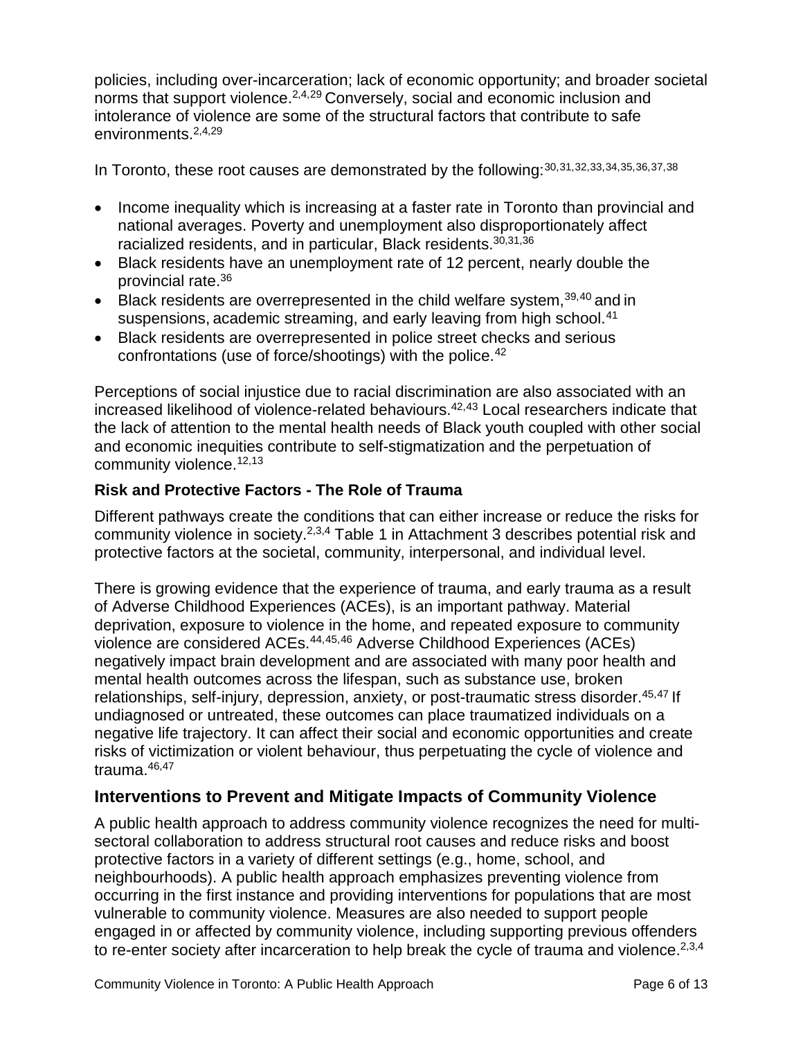policies, including over-incarceration; lack of economic opportunity; and broader societal norms that support violence.[2,4,29] Conversely, social and economic inclusion and intolerance of violence are some of the structural factors that contribute to safe environments.[2,4,29]

In Toronto, these root causes are demonstrated by the following:[30,31,32,33,34,35,36,37,38]

- Income inequality which is increasing at a faster rate in Toronto than provincial and national averages. Poverty and unemployment also disproportionately affect racialized residents, and in particular, Black residents.[30,31,36]
- Black residents have an unemployment rate of 12 percent, nearly double the provincial rate.[36]
- Black residents are overrepresented in the child welfare system,[39,40] and in suspensions, academic streaming, and early leaving from high school.[41]
- Black residents are overrepresented in police street checks and serious confrontations (use of force/shootings) with the police.[42]

Perceptions of social injustice due to racial discrimination are also associated with an increased likelihood of violence-related behaviours.[42,43] Local researchers indicate that the lack of attention to the mental health needs of Black youth coupled with other social and economic inequities contribute to self-stigmatization and the perpetuation of community violence.[12,13]

### Risk and Protective Factors - The Role of Trauma

Different pathways create the conditions that can either increase or reduce the risks for community violence in society.[2,3,4] Table 1 in Attachment 3 describes potential risk and protective factors at the societal, community, interpersonal, and individual level.

There is growing evidence that the experience of trauma, and early trauma as a result of Adverse Childhood Experiences (ACEs), is an important pathway. Material deprivation, exposure to violence in the home, and repeated exposure to community violence are considered ACEs.[44,45,46] Adverse Childhood Experiences (ACEs) negatively impact brain development and are associated with many poor health and mental health outcomes across the lifespan, such as substance use, broken relationships, self-injury, depression, anxiety, or post-traumatic stress disorder.[45,47] If undiagnosed or untreated, these outcomes can place traumatized individuals on a negative life trajectory. It can affect their social and economic opportunities and create risks of victimization or violent behaviour, thus perpetuating the cycle of violence and trauma.[46,47]

## Interventions to Prevent and Mitigate Impacts of Community Violence

A public health approach to address community violence recognizes the need for multi-sectoral collaboration to address structural root causes and reduce risks and boost protective factors in a variety of different settings (e.g., home, school, and neighbourhoods). A public health approach emphasizes preventing violence from occurring in the first instance and providing interventions for populations that are most vulnerable to community violence. Measures are also needed to support people engaged in or affected by community violence, including supporting previous offenders to re-enter society after incarceration to help break the cycle of trauma and violence.[2,3,4]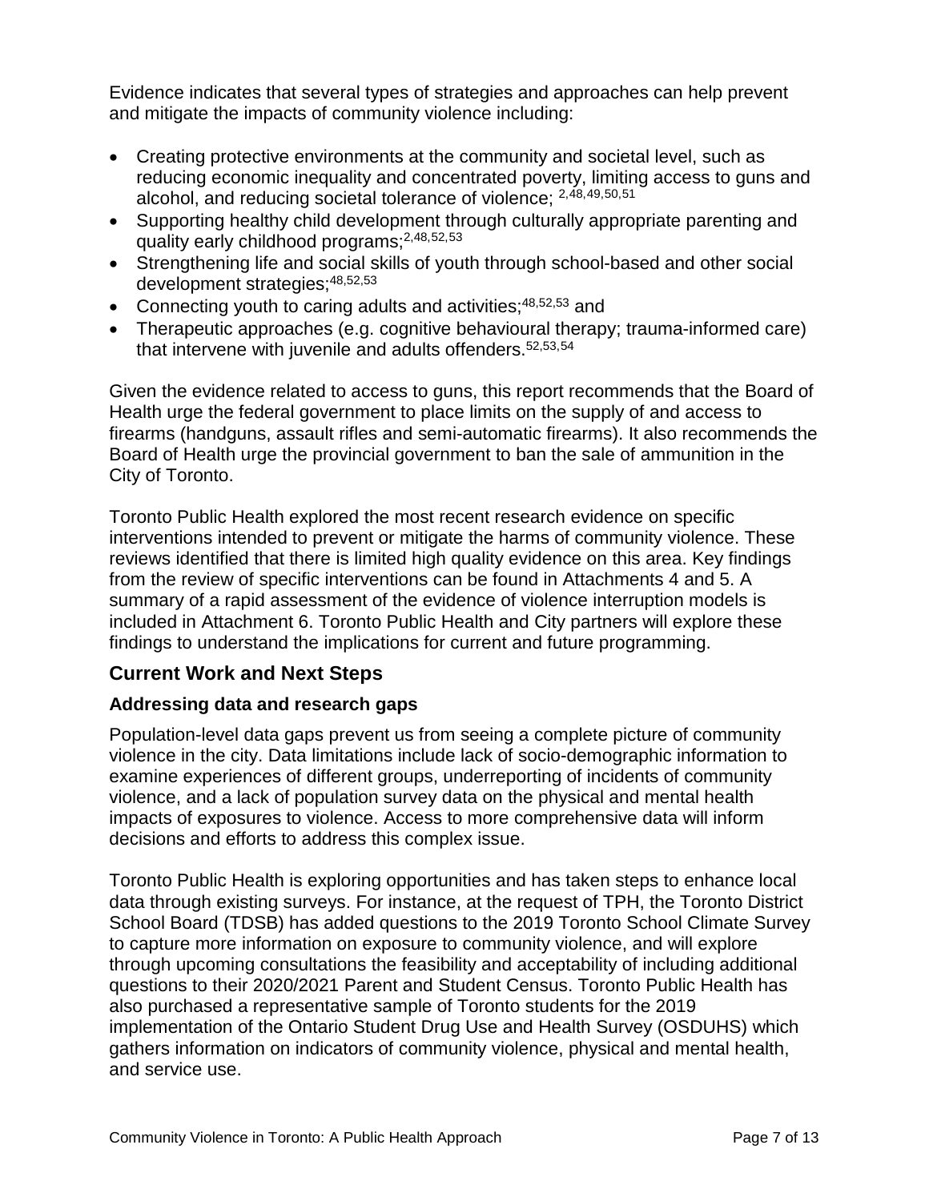Evidence indicates that several types of strategies and approaches can help prevent and mitigate the impacts of community violence including:

- Creating protective environments at the community and societal level, such as reducing economic inequality and concentrated poverty, limiting access to guns and alcohol, and reducing societal tolerance of violence; [2,48,49,50,51]
- Supporting healthy child development through culturally appropriate parenting and quality early childhood programs;[2,48,52,53]
- Strengthening life and social skills of youth through school-based and other social development strategies;[48,52,53]
- Connecting youth to caring adults and activities;[48,52,53] and
- Therapeutic approaches (e.g. cognitive behavioural therapy; trauma-informed care) that intervene with juvenile and adults offenders.[52,53,54]

Given the evidence related to access to guns, this report recommends that the Board of Health urge the federal government to place limits on the supply of and access to firearms (handguns, assault rifles and semi-automatic firearms). It also recommends the Board of Health urge the provincial government to ban the sale of ammunition in the City of Toronto.

Toronto Public Health explored the most recent research evidence on specific interventions intended to prevent or mitigate the harms of community violence. These reviews identified that there is limited high quality evidence on this area. Key findings from the review of specific interventions can be found in Attachments 4 and 5. A summary of a rapid assessment of the evidence of violence interruption models is included in Attachment 6. Toronto Public Health and City partners will explore these findings to understand the implications for current and future programming.

## Current Work and Next Steps

### Addressing data and research gaps

Population-level data gaps prevent us from seeing a complete picture of community violence in the city. Data limitations include lack of socio-demographic information to examine experiences of different groups, underreporting of incidents of community violence, and a lack of population survey data on the physical and mental health impacts of exposures to violence. Access to more comprehensive data will inform decisions and efforts to address this complex issue.

Toronto Public Health is exploring opportunities and has taken steps to enhance local data through existing surveys. For instance, at the request of TPH, the Toronto District School Board (TDSB) has added questions to the 2019 Toronto School Climate Survey to capture more information on exposure to community violence, and will explore through upcoming consultations the feasibility and acceptability of including additional questions to their 2020/2021 Parent and Student Census. Toronto Public Health has also purchased a representative sample of Toronto students for the 2019 implementation of the Ontario Student Drug Use and Health Survey (OSDUHS) which gathers information on indicators of community violence, physical and mental health, and service use.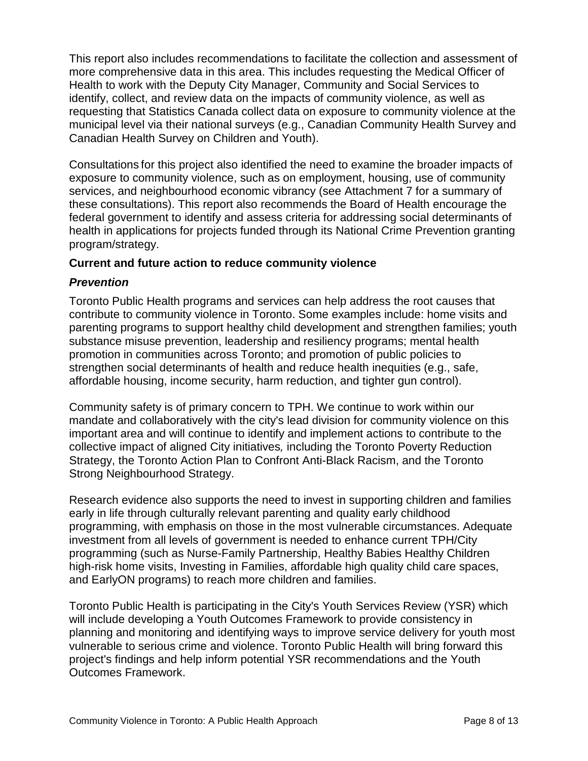This report also includes recommendations to facilitate the collection and assessment of more comprehensive data in this area. This includes requesting the Medical Officer of Health to work with the Deputy City Manager, Community and Social Services to identify, collect, and review data on the impacts of community violence, as well as requesting that Statistics Canada collect data on exposure to community violence at the municipal level via their national surveys (e.g., Canadian Community Health Survey and Canadian Health Survey on Children and Youth).

Consultations for this project also identified the need to examine the broader impacts of exposure to community violence, such as on employment, housing, use of community services, and neighbourhood economic vibrancy (see Attachment 7 for a summary of these consultations). This report also recommends the Board of Health encourage the federal government to identify and assess criteria for addressing social determinants of health in applications for projects funded through its National Crime Prevention granting program/strategy.

**Current and future action to reduce community violence**

***Prevention***

Toronto Public Health programs and services can help address the root causes that contribute to community violence in Toronto. Some examples include: home visits and parenting programs to support healthy child development and strengthen families; youth substance misuse prevention, leadership and resiliency programs; mental health promotion in communities across Toronto; and promotion of public policies to strengthen social determinants of health and reduce health inequities (e.g., safe, affordable housing, income security, harm reduction, and tighter gun control).

Community safety is of primary concern to TPH. We continue to work within our mandate and collaboratively with the city's lead division for community violence on this important area and will continue to identify and implement actions to contribute to the collective impact of aligned City initiatives*,* including the Toronto Poverty Reduction Strategy, the Toronto Action Plan to Confront Anti-Black Racism, and the Toronto Strong Neighbourhood Strategy.

Research evidence also supports the need to invest in supporting children and families early in life through culturally relevant parenting and quality early childhood programming, with emphasis on those in the most vulnerable circumstances. Adequate investment from all levels of government is needed to enhance current TPH/City programming (such as Nurse-Family Partnership, Healthy Babies Healthy Children high-risk home visits, Investing in Families, affordable high quality child care spaces, and EarlyON programs) to reach more children and families.

Toronto Public Health is participating in the City's Youth Services Review (YSR) which will include developing a Youth Outcomes Framework to provide consistency in planning and monitoring and identifying ways to improve service delivery for youth most vulnerable to serious crime and violence. Toronto Public Health will bring forward this project's findings and help inform potential YSR recommendations and the Youth Outcomes Framework.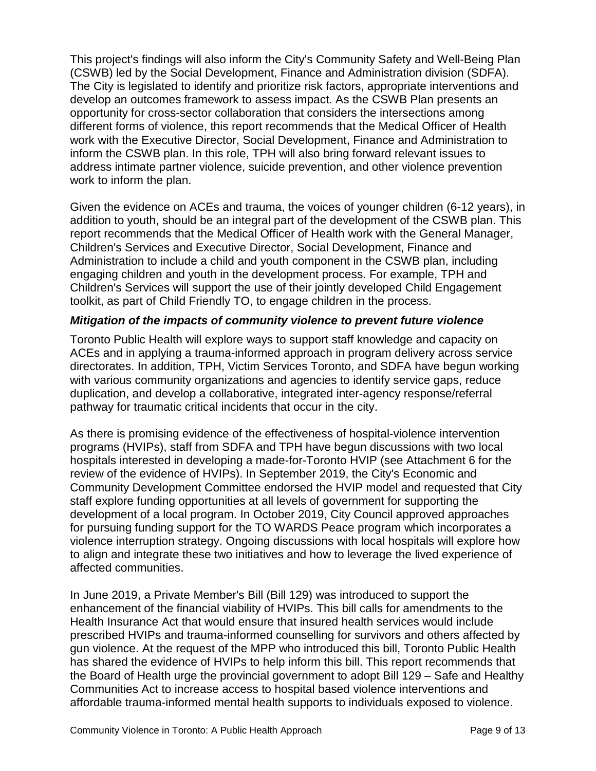This project's findings will also inform the City's Community Safety and Well-Being Plan (CSWB) led by the Social Development, Finance and Administration division (SDFA). The City is legislated to identify and prioritize risk factors, appropriate interventions and develop an outcomes framework to assess impact. As the CSWB Plan presents an opportunity for cross-sector collaboration that considers the intersections among different forms of violence, this report recommends that the Medical Officer of Health work with the Executive Director, Social Development, Finance and Administration to inform the CSWB plan. In this role, TPH will also bring forward relevant issues to address intimate partner violence, suicide prevention, and other violence prevention work to inform the plan.

Given the evidence on ACEs and trauma, the voices of younger children (6-12 years), in addition to youth, should be an integral part of the development of the CSWB plan. This report recommends that the Medical Officer of Health work with the General Manager, Children's Services and Executive Director, Social Development, Finance and Administration to include a child and youth component in the CSWB plan, including engaging children and youth in the development process. For example, TPH and Children's Services will support the use of their jointly developed Child Engagement toolkit, as part of Child Friendly TO, to engage children in the process.

### *Mitigation of the impacts of community violence to prevent future violence*

Toronto Public Health will explore ways to support staff knowledge and capacity on ACEs and in applying a trauma-informed approach in program delivery across service directorates. In addition, TPH, Victim Services Toronto, and SDFA have begun working with various community organizations and agencies to identify service gaps, reduce duplication, and develop a collaborative, integrated inter-agency response/referral pathway for traumatic critical incidents that occur in the city.

As there is promising evidence of the effectiveness of hospital-violence intervention programs (HVIPs), staff from SDFA and TPH have begun discussions with two local hospitals interested in developing a made-for-Toronto HVIP (see Attachment 6 for the review of the evidence of HVIPs). In September 2019, the City's Economic and Community Development Committee endorsed the HVIP model and requested that City staff explore funding opportunities at all levels of government for supporting the development of a local program. In October 2019, City Council approved approaches for pursuing funding support for the TO WARDS Peace program which incorporates a violence interruption strategy. Ongoing discussions with local hospitals will explore how to align and integrate these two initiatives and how to leverage the lived experience of affected communities.

In June 2019, a Private Member's Bill (Bill 129) was introduced to support the enhancement of the financial viability of HVIPs. This bill calls for amendments to the Health Insurance Act that would ensure that insured health services would include prescribed HVIPs and trauma-informed counselling for survivors and others affected by gun violence. At the request of the MPP who introduced this bill, Toronto Public Health has shared the evidence of HVIPs to help inform this bill. This report recommends that the Board of Health urge the provincial government to adopt Bill 129 – Safe and Healthy Communities Act to increase access to hospital based violence interventions and affordable trauma-informed mental health supports to individuals exposed to violence.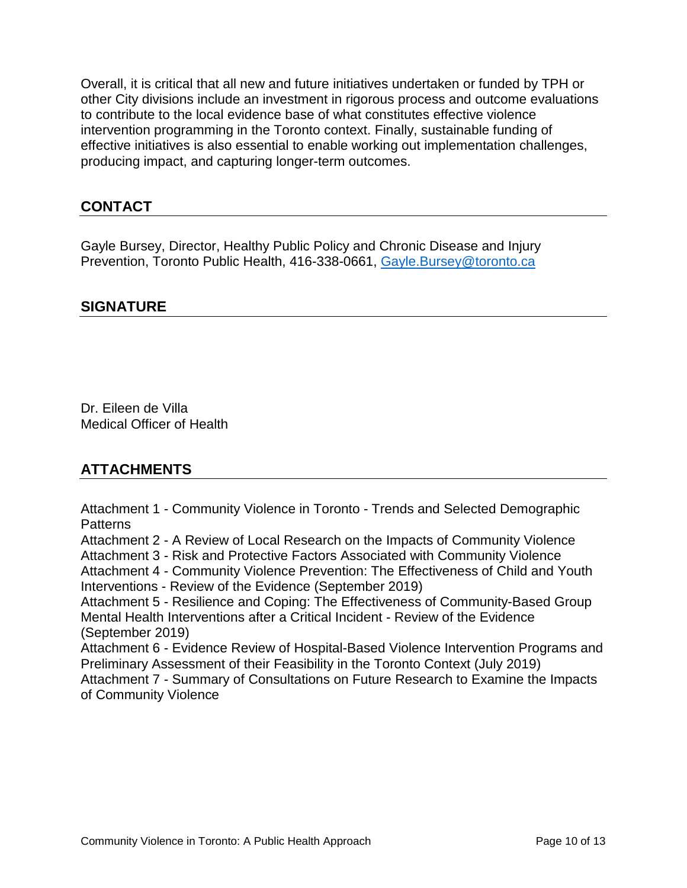Overall, it is critical that all new and future initiatives undertaken or funded by TPH or other City divisions include an investment in rigorous process and outcome evaluations to contribute to the local evidence base of what constitutes effective violence intervention programming in the Toronto context. Finally, sustainable funding of effective initiatives is also essential to enable working out implementation challenges, producing impact, and capturing longer-term outcomes.

## CONTACT

Gayle Bursey, Director, Healthy Public Policy and Chronic Disease and Injury Prevention, Toronto Public Health, 416-338-0661, [Gayle.Bursey@toronto.ca](mailto:Gayle.Bursey@toronto.ca)

## SIGNATURE

Dr. Eileen de Villa
Medical Officer of Health

## ATTACHMENTS

Attachment 1 - Community Violence in Toronto - Trends and Selected Demographic Patterns
Attachment 2 - A Review of Local Research on the Impacts of Community Violence
Attachment 3 - Risk and Protective Factors Associated with Community Violence
Attachment 4 - Community Violence Prevention: The Effectiveness of Child and Youth Interventions - Review of the Evidence (September 2019)
Attachment 5 - Resilience and Coping: The Effectiveness of Community-Based Group Mental Health Interventions after a Critical Incident - Review of the Evidence (September 2019)
Attachment 6 - Evidence Review of Hospital-Based Violence Intervention Programs and Preliminary Assessment of their Feasibility in the Toronto Context (July 2019)
Attachment 7 - Summary of Consultations on Future Research to Examine the Impacts of Community Violence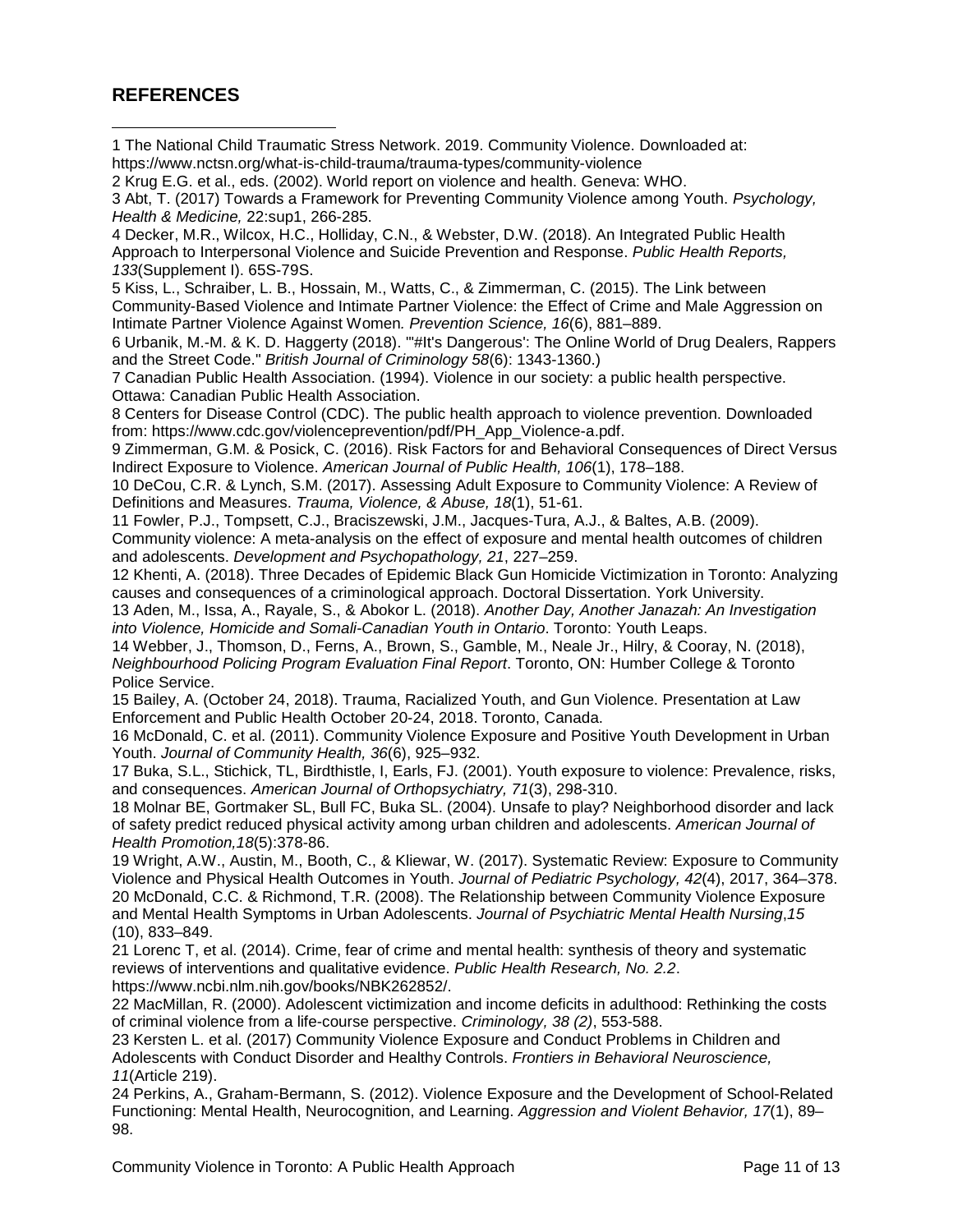## REFERENCES

1 The National Child Traumatic Stress Network. 2019. Community Violence. Downloaded at: https://www.nctsn.org/what-is-child-trauma/trauma-types/community-violence

2 Krug E.G. et al., eds. (2002). World report on violence and health. Geneva: WHO.

3 Abt, T. (2017) Towards a Framework for Preventing Community Violence among Youth. *Psychology, Health & Medicine,* 22:sup1, 266-285.

4 Decker, M.R., Wilcox, H.C., Holliday, C.N., & Webster, D.W. (2018). An Integrated Public Health Approach to Interpersonal Violence and Suicide Prevention and Response. *Public Health Reports, 133*(Supplement I). 65S-79S.

5 Kiss, L., Schraiber, L. B., Hossain, M., Watts, C., & Zimmerman, C. (2015). The Link between Community-Based Violence and Intimate Partner Violence: the Effect of Crime and Male Aggression on Intimate Partner Violence Against Women*. Prevention Science, 16*(6), 881–889.

6 Urbanik, M.-M. & K. D. Haggerty (2018). "'#It's Dangerous': The Online World of Drug Dealers, Rappers and the Street Code." *British Journal of Criminology 58*(6): 1343-1360.)

7 Canadian Public Health Association. (1994). Violence in our society: a public health perspective. Ottawa: Canadian Public Health Association.

8 Centers for Disease Control (CDC). The public health approach to violence prevention. Downloaded from: https://www.cdc.gov/violenceprevention/pdf/PH_App_Violence-a.pdf.

9 Zimmerman, G.M. & Posick, C. (2016). Risk Factors for and Behavioral Consequences of Direct Versus Indirect Exposure to Violence. *American Journal of Public Health, 106*(1), 178–188.

10 DeCou, C.R. & Lynch, S.M. (2017). Assessing Adult Exposure to Community Violence: A Review of Definitions and Measures. *Trauma, Violence, & Abuse, 18*(1), 51-61.

11 Fowler, P.J., Tompsett, C.J., Braciszewski, J.M., Jacques-Tura, A.J., & Baltes, A.B. (2009). Community violence: A meta-analysis on the effect of exposure and mental health outcomes of children and adolescents. *Development and Psychopathology, 21*, 227–259.

12 Khenti, A. (2018). Three Decades of Epidemic Black Gun Homicide Victimization in Toronto: Analyzing causes and consequences of a criminological approach. Doctoral Dissertation. York University.

13 Aden, M., Issa, A., Rayale, S., & Abokor L. (2018). *Another Day, Another Janazah: An Investigation into Violence, Homicide and Somali-Canadian Youth in Ontario*. Toronto: Youth Leaps.

14 Webber, J., Thomson, D., Ferns, A., Brown, S., Gamble, M., Neale Jr., Hilry, & Cooray, N. (2018), *Neighbourhood Policing Program Evaluation Final Report*. Toronto, ON: Humber College & Toronto Police Service.

15 Bailey, A. (October 24, 2018). Trauma, Racialized Youth, and Gun Violence. Presentation at Law Enforcement and Public Health October 20-24, 2018. Toronto, Canada.

16 McDonald, C. et al. (2011). Community Violence Exposure and Positive Youth Development in Urban Youth. *Journal of Community Health, 36*(6), 925–932.

17 Buka, S.L., Stichick, TL, Birdthistle, I, Earls, FJ. (2001). Youth exposure to violence: Prevalence, risks, and consequences. *American Journal of Orthopsychiatry, 71*(3), 298-310.

18 Molnar BE, Gortmaker SL, Bull FC, Buka SL. (2004). Unsafe to play? Neighborhood disorder and lack of safety predict reduced physical activity among urban children and adolescents. *American Journal of Health Promotion,18*(5):378-86.

19 Wright, A.W., Austin, M., Booth, C., & Kliewar, W. (2017). Systematic Review: Exposure to Community Violence and Physical Health Outcomes in Youth. *Journal of Pediatric Psychology, 42*(4), 2017, 364–378.

20 McDonald, C.C. & Richmond, T.R. (2008). The Relationship between Community Violence Exposure and Mental Health Symptoms in Urban Adolescents. *Journal of Psychiatric Mental Health Nursing*,*15* (10), 833–849.

21 Lorenc T, et al. (2014). Crime, fear of crime and mental health: synthesis of theory and systematic reviews of interventions and qualitative evidence. *Public Health Research, No. 2.2*. https://www.ncbi.nlm.nih.gov/books/NBK262852/.

22 MacMillan, R. (2000). Adolescent victimization and income deficits in adulthood: Rethinking the costs of criminal violence from a life-course perspective. *Criminology, 38 (2)*, 553-588.

23 Kersten L. et al. (2017) Community Violence Exposure and Conduct Problems in Children and Adolescents with Conduct Disorder and Healthy Controls. *Frontiers in Behavioral Neuroscience, 11*(Article 219).

24 Perkins, A., Graham-Bermann, S. (2012). Violence Exposure and the Development of School-Related Functioning: Mental Health, Neurocognition, and Learning. *Aggression and Violent Behavior, 17*(1), 89–98.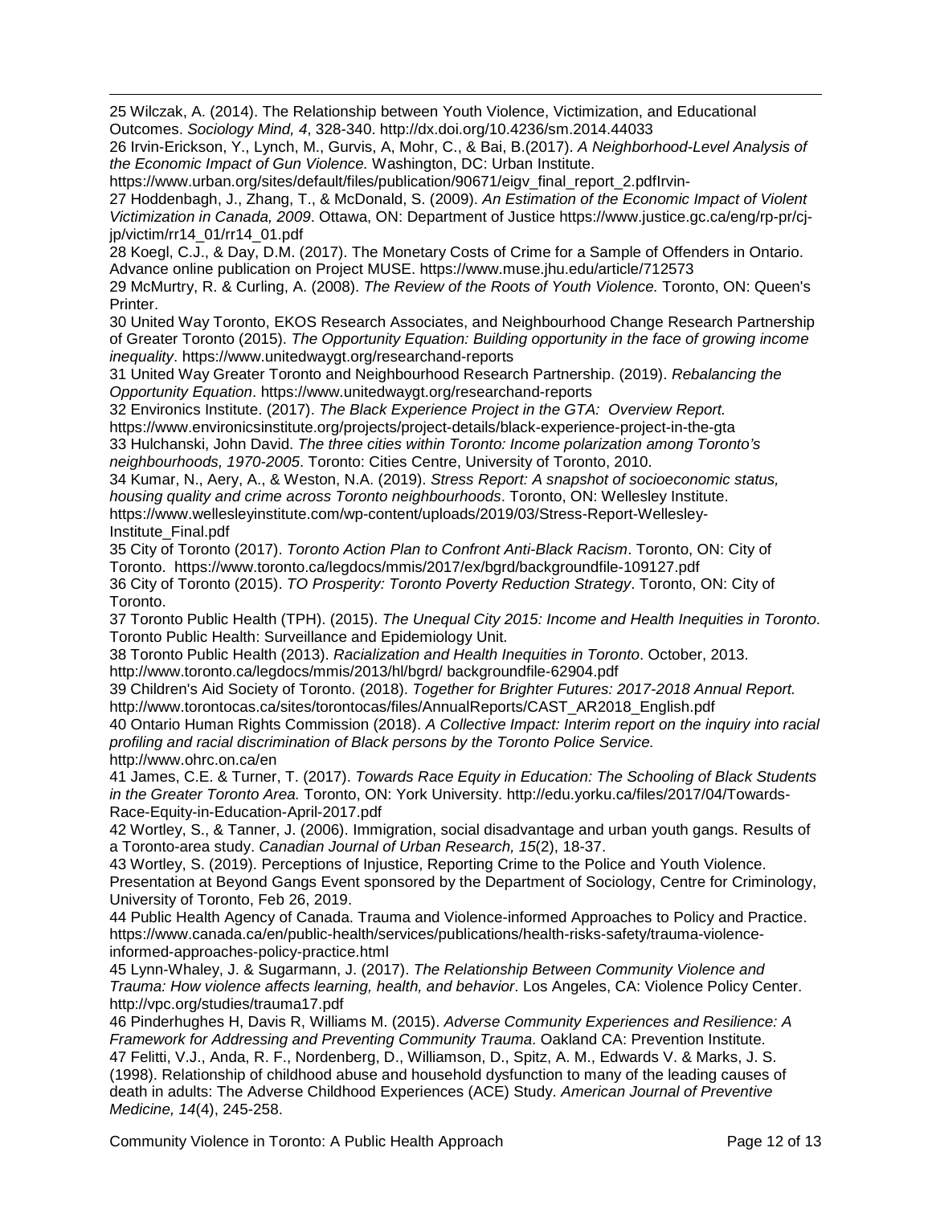25 Wilczak, A. (2014). The Relationship between Youth Violence, Victimization, and Educational Outcomes. *Sociology Mind, 4*, 328-340. http://dx.doi.org/10.4236/sm.2014.44033

26 Irvin-Erickson, Y., Lynch, M., Gurvis, A, Mohr, C., & Bai, B.(2017). *A Neighborhood-Level Analysis of the Economic Impact of Gun Violence.* Washington, DC: Urban Institute. https://www.urban.org/sites/default/files/publication/90671/eigv_final_report_2.pdfIrvin-

27 Hoddenbagh, J., Zhang, T., & McDonald, S. (2009). *An Estimation of the Economic Impact of Violent Victimization in Canada, 2009*. Ottawa, ON: Department of Justice https://www.justice.gc.ca/eng/rp-pr/cj-jp/victim/rr14_01/rr14_01.pdf

28 Koegl, C.J., & Day, D.M. (2017). The Monetary Costs of Crime for a Sample of Offenders in Ontario. Advance online publication on Project MUSE. https://www.muse.jhu.edu/article/712573

29 McMurtry, R. & Curling, A. (2008). *The Review of the Roots of Youth Violence.* Toronto, ON: Queen's Printer.

30 United Way Toronto, EKOS Research Associates, and Neighbourhood Change Research Partnership of Greater Toronto (2015). *The Opportunity Equation: Building opportunity in the face of growing income inequality*. https://www.unitedwaygt.org/researchand-reports

31 United Way Greater Toronto and Neighbourhood Research Partnership. (2019). *Rebalancing the Opportunity Equation*. https://www.unitedwaygt.org/researchand-reports

32 Environics Institute. (2017). *The Black Experience Project in the GTA: Overview Report.* https://www.environicsinstitute.org/projects/project-details/black-experience-project-in-the-gta

33 Hulchanski, John David. *The three cities within Toronto: Income polarization among Toronto's neighbourhoods, 1970-2005*. Toronto: Cities Centre, University of Toronto, 2010.

34 Kumar, N., Aery, A., & Weston, N.A. (2019). *Stress Report: A snapshot of socioeconomic status, housing quality and crime across Toronto neighbourhoods*. Toronto, ON: Wellesley Institute. https://www.wellesleyinstitute.com/wp-content/uploads/2019/03/Stress-Report-Wellesley-Institute_Final.pdf

35 City of Toronto (2017). *Toronto Action Plan to Confront Anti-Black Racism*. Toronto, ON: City of Toronto. https://www.toronto.ca/legdocs/mmis/2017/ex/bgrd/backgroundfile-109127.pdf

36 City of Toronto (2015). *TO Prosperity: Toronto Poverty Reduction Strategy*. Toronto, ON: City of Toronto.

37 Toronto Public Health (TPH). (2015). *The Unequal City 2015: Income and Health Inequities in Toronto*. Toronto Public Health: Surveillance and Epidemiology Unit.

38 Toronto Public Health (2013). *Racialization and Health Inequities in Toronto*. October, 2013. http://www.toronto.ca/legdocs/mmis/2013/hl/bgrd/ backgroundfile-62904.pdf

39 Children's Aid Society of Toronto. (2018). *Together for Brighter Futures: 2017-2018 Annual Report.* http://www.torontocas.ca/sites/torontocas/files/AnnualReports/CAST_AR2018_English.pdf

40 Ontario Human Rights Commission (2018). *A Collective Impact: Interim report on the inquiry into racial profiling and racial discrimination of Black persons by the Toronto Police Service.* http://www.ohrc.on.ca/en

41 James, C.E. & Turner, T. (2017). *Towards Race Equity in Education: The Schooling of Black Students in the Greater Toronto Area.* Toronto, ON: York University. http://edu.yorku.ca/files/2017/04/Towards-Race-Equity-in-Education-April-2017.pdf

42 Wortley, S., & Tanner, J. (2006). Immigration, social disadvantage and urban youth gangs. Results of a Toronto-area study. *Canadian Journal of Urban Research, 15*(2), 18-37.

43 Wortley, S. (2019). Perceptions of Injustice, Reporting Crime to the Police and Youth Violence. Presentation at Beyond Gangs Event sponsored by the Department of Sociology, Centre for Criminology, University of Toronto, Feb 26, 2019.

44 Public Health Agency of Canada. Trauma and Violence-informed Approaches to Policy and Practice. https://www.canada.ca/en/public-health/services/publications/health-risks-safety/trauma-violence-informed-approaches-policy-practice.html

45 Lynn-Whaley, J. & Sugarmann, J. (2017). *The Relationship Between Community Violence and Trauma: How violence affects learning, health, and behavior*. Los Angeles, CA: Violence Policy Center. http://vpc.org/studies/trauma17.pdf

46 Pinderhughes H, Davis R, Williams M. (2015). *Adverse Community Experiences and Resilience: A Framework for Addressing and Preventing Community Trauma*. Oakland CA: Prevention Institute.

47 Felitti, V.J., Anda, R. F., Nordenberg, D., Williamson, D., Spitz, A. M., Edwards V. & Marks, J. S. (1998). Relationship of childhood abuse and household dysfunction to many of the leading causes of death in adults: The Adverse Childhood Experiences (ACE) Study. *American Journal of Preventive Medicine, 14*(4), 245-258.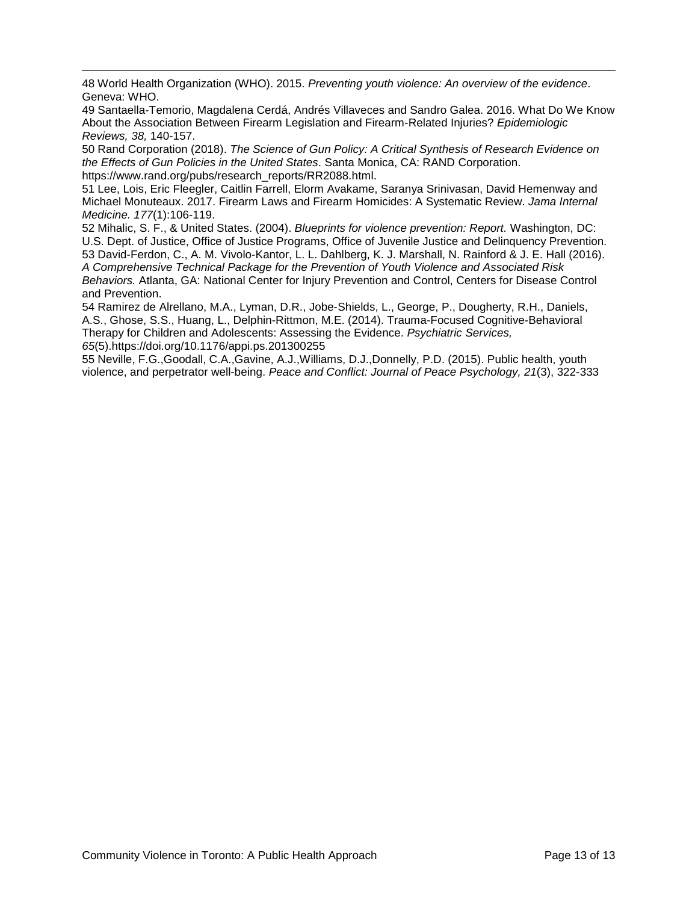48 World Health Organization (WHO). 2015. *Preventing youth violence: An overview of the evidence*. Geneva: WHO.

49 Santaella-Temorio, Magdalena Cerdá, Andrés Villaveces and Sandro Galea. 2016. What Do We Know About the Association Between Firearm Legislation and Firearm-Related Injuries? *Epidemiologic Reviews, 38,* 140-157.

50 Rand Corporation (2018). *The Science of Gun Policy: A Critical Synthesis of Research Evidence on the Effects of Gun Policies in the United States*. Santa Monica, CA: RAND Corporation. https://www.rand.org/pubs/research_reports/RR2088.html.

51 Lee, Lois, Eric Fleegler, Caitlin Farrell, Elorm Avakame, Saranya Srinivasan, David Hemenway and Michael Monuteaux. 2017. Firearm Laws and Firearm Homicides: A Systematic Review. *Jama Internal Medicine. 177*(1):106-119.

52 Mihalic, S. F., & United States. (2004). *Blueprints for violence prevention: Report.* Washington, DC: U.S. Dept. of Justice, Office of Justice Programs, Office of Juvenile Justice and Delinquency Prevention.

53 David-Ferdon, C., A. M. Vivolo-Kantor, L. L. Dahlberg, K. J. Marshall, N. Rainford & J. E. Hall (2016). *A Comprehensive Technical Package for the Prevention of Youth Violence and Associated Risk Behaviors.* Atlanta, GA: National Center for Injury Prevention and Control, Centers for Disease Control and Prevention.

54 Ramirez de Alrellano, M.A., Lyman, D.R., Jobe-Shields, L., George, P., Dougherty, R.H., Daniels, A.S., Ghose, S.S., Huang, L., Delphin-Rittmon, M.E. (2014). Trauma-Focused Cognitive-Behavioral Therapy for Children and Adolescents: Assessing the Evidence. *Psychiatric Services, 65*(5).https://doi.org/10.1176/appi.ps.201300255

55 Neville, F.G.,Goodall, C.A.,Gavine, A.J.,Williams, D.J.,Donnelly, P.D. (2015). Public health, youth violence, and perpetrator well-being. *Peace and Conflict: Journal of Peace Psychology, 21*(3), 322-333